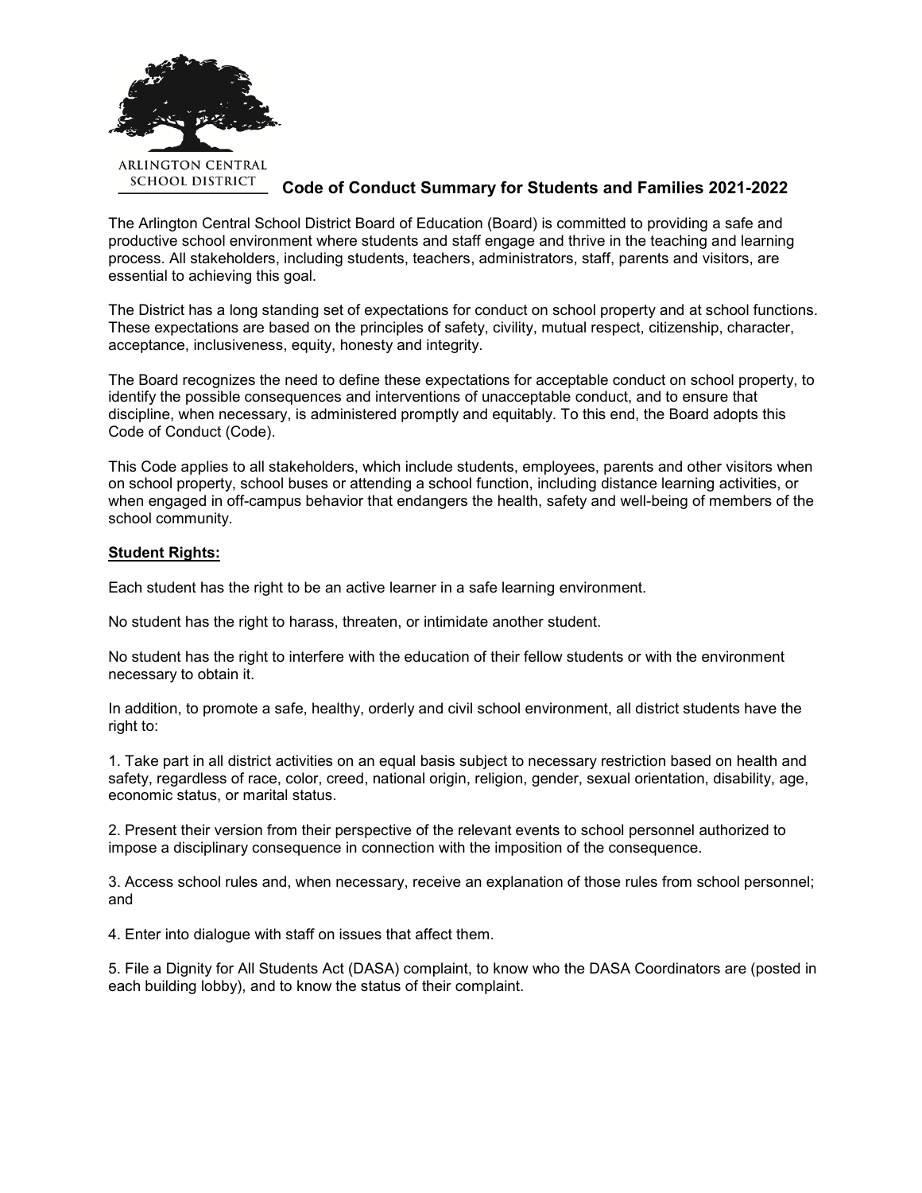ARLINGTON CENTRAL SCHOOL DISTRICT

# Code of Conduct Summary for Students and Families 2021-2022

The Arlington Central School District Board of Education (Board) is committed to providing a safe and productive school environment where students and staff engage and thrive in the teaching and learning process. All stakeholders, including students, teachers, administrators, staff, parents and visitors, are essential to achieving this goal.

The District has a long standing set of expectations for conduct on school property and at school functions. These expectations are based on the principles of safety, civility, mutual respect, citizenship, character, acceptance, inclusiveness, equity, honesty and integrity.

The Board recognizes the need to define these expectations for acceptable conduct on school property, to identify the possible consequences and interventions of unacceptable conduct, and to ensure that discipline, when necessary, is administered promptly and equitably. To this end, the Board adopts this Code of Conduct (Code).

This Code applies to all stakeholders, which include students, employees, parents and other visitors when on school property, school buses or attending a school function, including distance learning activities, or when engaged in off-campus behavior that endangers the health, safety and well-being of members of the school community.

## Student Rights:

Each student has the right to be an active learner in a safe learning environment.

No student has the right to harass, threaten, or intimidate another student.

No student has the right to interfere with the education of their fellow students or with the environment necessary to obtain it.

In addition, to promote a safe, healthy, orderly and civil school environment, all district students have the right to:

1. Take part in all district activities on an equal basis subject to necessary restriction based on health and safety, regardless of race, color, creed, national origin, religion, gender, sexual orientation, disability, age, economic status, or marital status.

2. Present their version from their perspective of the relevant events to school personnel authorized to impose a disciplinary consequence in connection with the imposition of the consequence.

3. Access school rules and, when necessary, receive an explanation of those rules from school personnel; and

4. Enter into dialogue with staff on issues that affect them.

5. File a Dignity for All Students Act (DASA) complaint, to know who the DASA Coordinators are (posted in each building lobby), and to know the status of their complaint.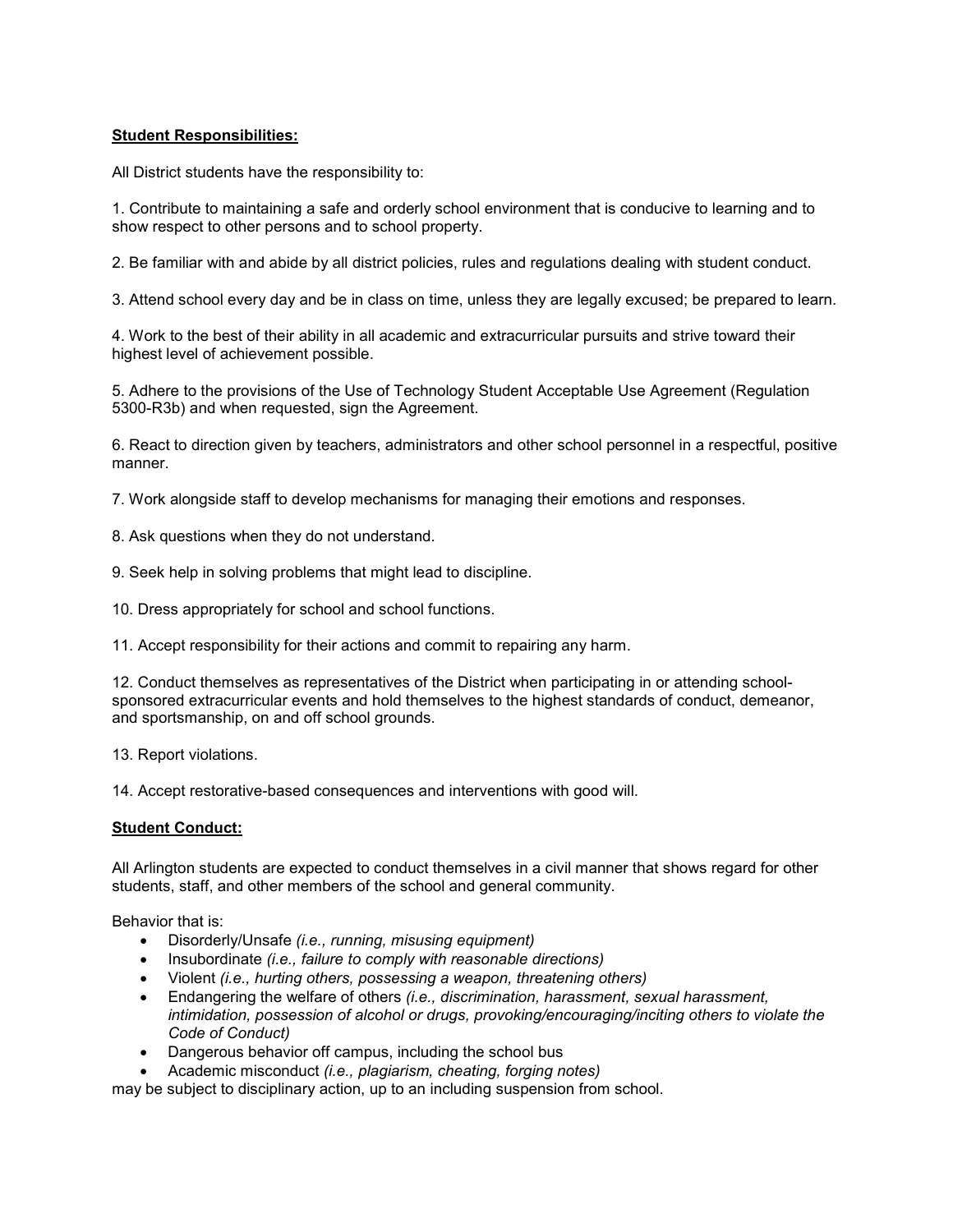**Student Responsibilities:**

All District students have the responsibility to:

1. Contribute to maintaining a safe and orderly school environment that is conducive to learning and to show respect to other persons and to school property.

2. Be familiar with and abide by all district policies, rules and regulations dealing with student conduct.

3. Attend school every day and be in class on time, unless they are legally excused; be prepared to learn.

4. Work to the best of their ability in all academic and extracurricular pursuits and strive toward their highest level of achievement possible.

5. Adhere to the provisions of the Use of Technology Student Acceptable Use Agreement (Regulation 5300-R3b) and when requested, sign the Agreement.

6. React to direction given by teachers, administrators and other school personnel in a respectful, positive manner.

7. Work alongside staff to develop mechanisms for managing their emotions and responses.

8. Ask questions when they do not understand.

9. Seek help in solving problems that might lead to discipline.

10. Dress appropriately for school and school functions.

11. Accept responsibility for their actions and commit to repairing any harm.

12. Conduct themselves as representatives of the District when participating in or attending school-sponsored extracurricular events and hold themselves to the highest standards of conduct, demeanor, and sportsmanship, on and off school grounds.

13. Report violations.

14. Accept restorative-based consequences and interventions with good will.

**Student Conduct:**

All Arlington students are expected to conduct themselves in a civil manner that shows regard for other students, staff, and other members of the school and general community.

Behavior that is:

- Disorderly/Unsafe *(i.e., running, misusing equipment)*
- Insubordinate *(i.e., failure to comply with reasonable directions)*
- Violent *(i.e., hurting others, possessing a weapon, threatening others)*
- Endangering the welfare of others *(i.e., discrimination, harassment, sexual harassment, intimidation, possession of alcohol or drugs, provoking/encouraging/inciting others to violate the Code of Conduct)*
- Dangerous behavior off campus, including the school bus
- Academic misconduct *(i.e., plagiarism, cheating, forging notes)*

may be subject to disciplinary action, up to an including suspension from school.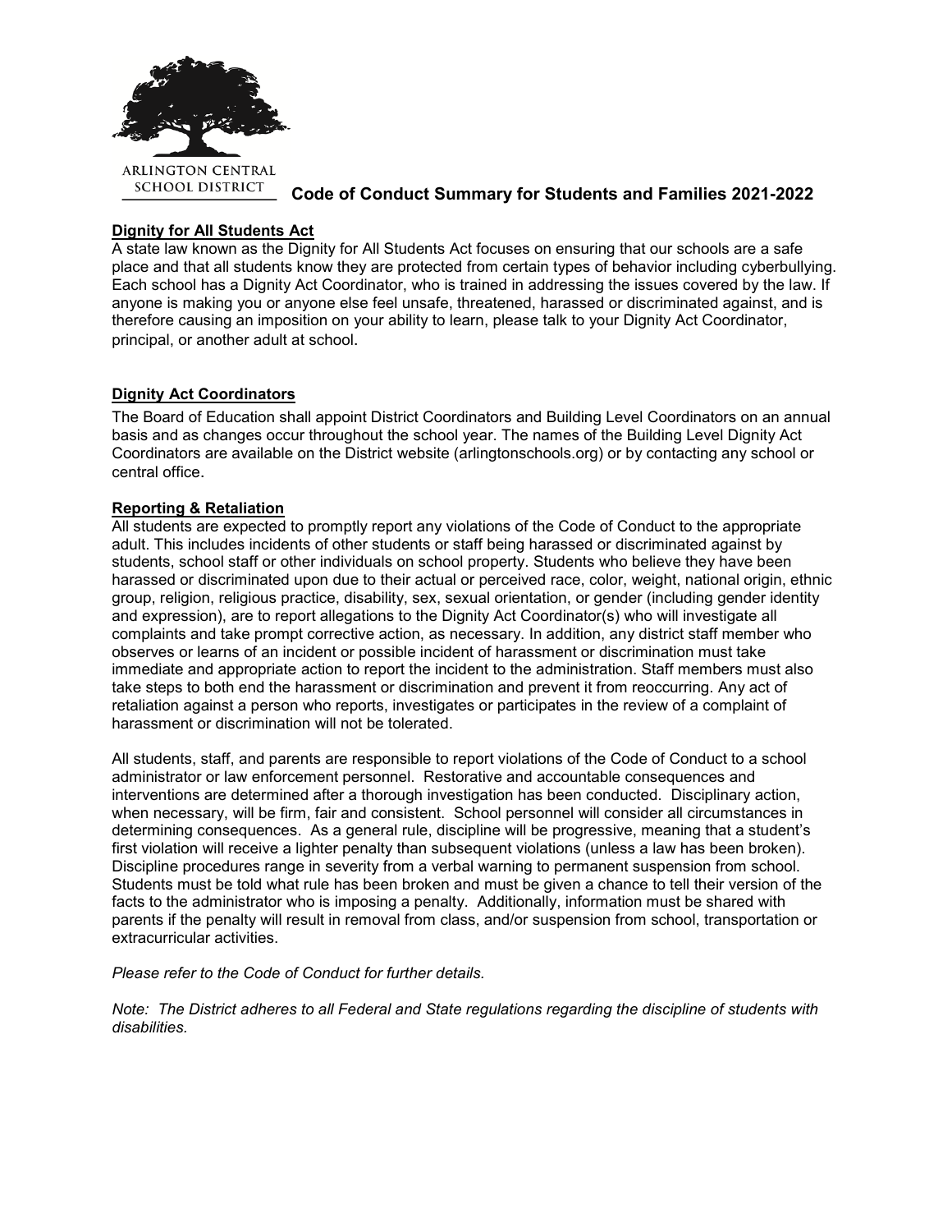ARLINGTON CENTRAL SCHOOL DISTRICT

# Code of Conduct Summary for Students and Families 2021-2022

## Dignity for All Students Act

A state law known as the Dignity for All Students Act focuses on ensuring that our schools are a safe place and that all students know they are protected from certain types of behavior including cyberbullying. Each school has a Dignity Act Coordinator, who is trained in addressing the issues covered by the law. If anyone is making you or anyone else feel unsafe, threatened, harassed or discriminated against, and is therefore causing an imposition on your ability to learn, please talk to your Dignity Act Coordinator, principal, or another adult at school.

## Dignity Act Coordinators

The Board of Education shall appoint District Coordinators and Building Level Coordinators on an annual basis and as changes occur throughout the school year. The names of the Building Level Dignity Act Coordinators are available on the District website (arlingtonschools.org) or by contacting any school or central office.

## Reporting & Retaliation

All students are expected to promptly report any violations of the Code of Conduct to the appropriate adult. This includes incidents of other students or staff being harassed or discriminated against by students, school staff or other individuals on school property. Students who believe they have been harassed or discriminated upon due to their actual or perceived race, color, weight, national origin, ethnic group, religion, religious practice, disability, sex, sexual orientation, or gender (including gender identity and expression), are to report allegations to the Dignity Act Coordinator(s) who will investigate all complaints and take prompt corrective action, as necessary. In addition, any district staff member who observes or learns of an incident or possible incident of harassment or discrimination must take immediate and appropriate action to report the incident to the administration. Staff members must also take steps to both end the harassment or discrimination and prevent it from reoccurring. Any act of retaliation against a person who reports, investigates or participates in the review of a complaint of harassment or discrimination will not be tolerated.

All students, staff, and parents are responsible to report violations of the Code of Conduct to a school administrator or law enforcement personnel. Restorative and accountable consequences and interventions are determined after a thorough investigation has been conducted. Disciplinary action, when necessary, will be firm, fair and consistent. School personnel will consider all circumstances in determining consequences. As a general rule, discipline will be progressive, meaning that a student's first violation will receive a lighter penalty than subsequent violations (unless a law has been broken). Discipline procedures range in severity from a verbal warning to permanent suspension from school. Students must be told what rule has been broken and must be given a chance to tell their version of the facts to the administrator who is imposing a penalty. Additionally, information must be shared with parents if the penalty will result in removal from class, and/or suspension from school, transportation or extracurricular activities.

*Please refer to the Code of Conduct for further details.*

*Note: The District adheres to all Federal and State regulations regarding the discipline of students with disabilities.*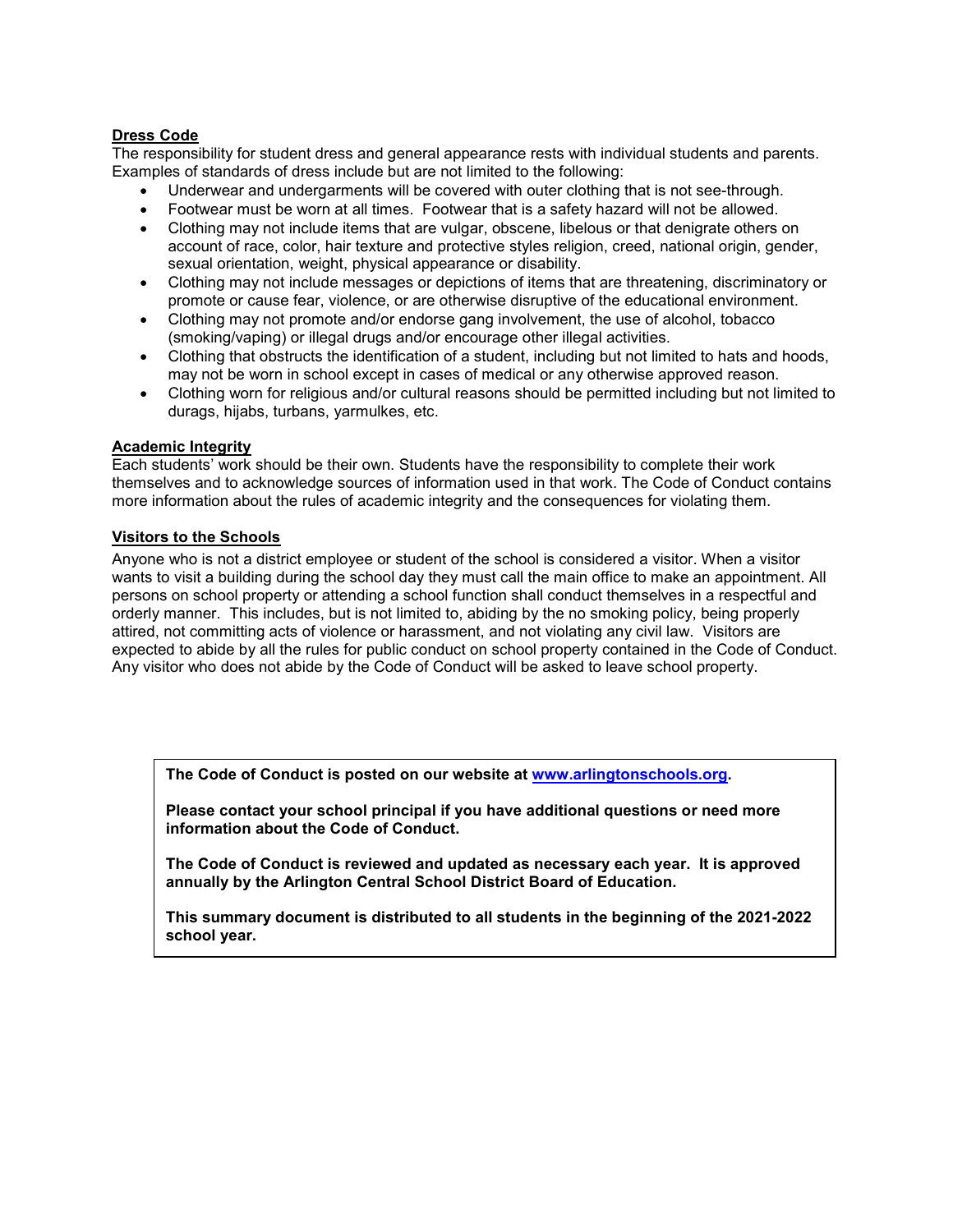## Dress Code

The responsibility for student dress and general appearance rests with individual students and parents. Examples of standards of dress include but are not limited to the following:

- Underwear and undergarments will be covered with outer clothing that is not see-through.
- Footwear must be worn at all times. Footwear that is a safety hazard will not be allowed.
- Clothing may not include items that are vulgar, obscene, libelous or that denigrate others on account of race, color, hair texture and protective styles religion, creed, national origin, gender, sexual orientation, weight, physical appearance or disability.
- Clothing may not include messages or depictions of items that are threatening, discriminatory or promote or cause fear, violence, or are otherwise disruptive of the educational environment.
- Clothing may not promote and/or endorse gang involvement, the use of alcohol, tobacco (smoking/vaping) or illegal drugs and/or encourage other illegal activities.
- Clothing that obstructs the identification of a student, including but not limited to hats and hoods, may not be worn in school except in cases of medical or any otherwise approved reason.
- Clothing worn for religious and/or cultural reasons should be permitted including but not limited to durags, hijabs, turbans, yarmulkes, etc.

## Academic Integrity

Each students' work should be their own. Students have the responsibility to complete their work themselves and to acknowledge sources of information used in that work. The Code of Conduct contains more information about the rules of academic integrity and the consequences for violating them.

## Visitors to the Schools

Anyone who is not a district employee or student of the school is considered a visitor. When a visitor wants to visit a building during the school day they must call the main office to make an appointment. All persons on school property or attending a school function shall conduct themselves in a respectful and orderly manner. This includes, but is not limited to, abiding by the no smoking policy, being properly attired, not committing acts of violence or harassment, and not violating any civil law. Visitors are expected to abide by all the rules for public conduct on school property contained in the Code of Conduct. Any visitor who does not abide by the Code of Conduct will be asked to leave school property.

**The Code of Conduct is posted on our website at [www.arlingtonschools.org](http://www.arlingtonschools.org).**

**Please contact your school principal if you have additional questions or need more information about the Code of Conduct.**

**The Code of Conduct is reviewed and updated as necessary each year. It is approved annually by the Arlington Central School District Board of Education.**

**This summary document is distributed to all students in the beginning of the 2021-2022 school year.**